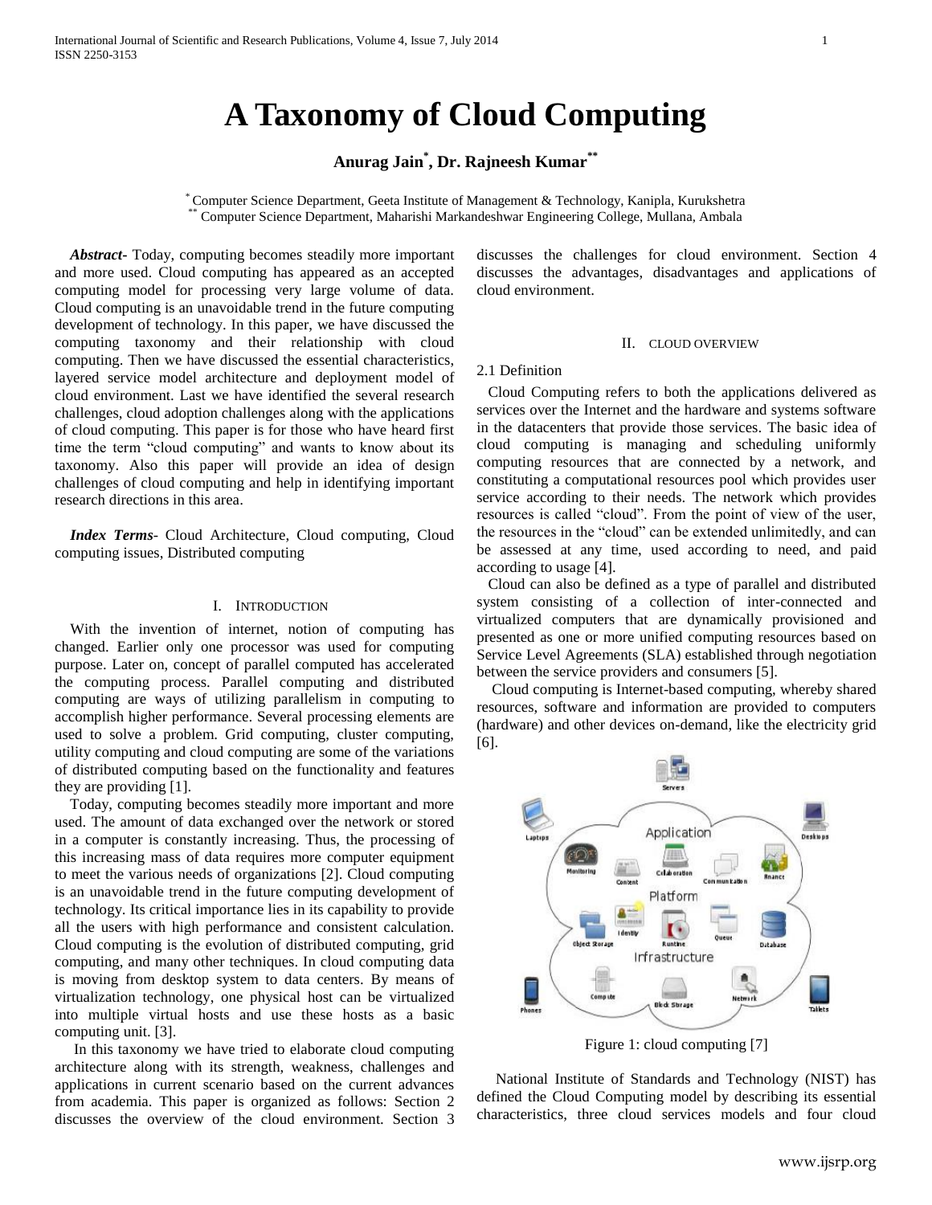# A Taxonomy of Cloud Computing

**Anurag Jain[*], Dr. Rajneesh Kumar[**]**

[*] Computer Science Department, Geeta Institute of Management & Technology, Kanipla, Kurukshetra
[**] Computer Science Department, Maharishi Markandeshwar Engineering College, Mullana, Ambala

***Abstract***- Today, computing becomes steadily more important and more used. Cloud computing has appeared as an accepted computing model for processing very large volume of data. Cloud computing is an unavoidable trend in the future computing development of technology. In this paper, we have discussed the computing taxonomy and their relationship with cloud computing. Then we have discussed the essential characteristics, layered service model architecture and deployment model of cloud environment. Last we have identified the several research challenges, cloud adoption challenges along with the applications of cloud computing. This paper is for those who have heard first time the term "cloud computing" and wants to know about its taxonomy. Also this paper will provide an idea of design challenges of cloud computing and help in identifying important research directions in this area.

***Index Terms***- Cloud Architecture, Cloud computing, Cloud computing issues, Distributed computing

## I. Introduction

With the invention of internet, notion of computing has changed. Earlier only one processor was used for computing purpose. Later on, concept of parallel computed has accelerated the computing process. Parallel computing and distributed computing are ways of utilizing parallelism in computing to accomplish higher performance. Several processing elements are used to solve a problem. Grid computing, cluster computing, utility computing and cloud computing are some of the variations of distributed computing based on the functionality and features they are providing [1].

Today, computing becomes steadily more important and more used. The amount of data exchanged over the network or stored in a computer is constantly increasing. Thus, the processing of this increasing mass of data requires more computer equipment to meet the various needs of organizations [2]. Cloud computing is an unavoidable trend in the future computing development of technology. Its critical importance lies in its capability to provide all the users with high performance and consistent calculation. Cloud computing is the evolution of distributed computing, grid computing, and many other techniques. In cloud computing data is moving from desktop system to data centers. By means of virtualization technology, one physical host can be virtualized into multiple virtual hosts and use these hosts as a basic computing unit. [3].

In this taxonomy we have tried to elaborate cloud computing architecture along with its strength, weakness, challenges and applications in current scenario based on the current advances from academia. This paper is organized as follows: Section 2 discusses the overview of the cloud environment. Section 3 discusses the challenges for cloud environment. Section 4 discusses the advantages, disadvantages and applications of cloud environment.

## II. Cloud Overview

### 2.1 Definition

Cloud Computing refers to both the applications delivered as services over the Internet and the hardware and systems software in the datacenters that provide those services. The basic idea of cloud computing is managing and scheduling uniformly computing resources that are connected by a network, and constituting a computational resources pool which provides user service according to their needs. The network which provides resources is called "cloud". From the point of view of the user, the resources in the "cloud" can be extended unlimitedly, and can be assessed at any time, used according to need, and paid according to usage [4].

Cloud can also be defined as a type of parallel and distributed system consisting of a collection of inter-connected and virtualized computers that are dynamically provisioned and presented as one or more unified computing resources based on Service Level Agreements (SLA) established through negotiation between the service providers and consumers [5].

Cloud computing is Internet-based computing, whereby shared resources, software and information are provided to computers (hardware) and other devices on-demand, like the electricity grid [6].

Figure 1: cloud computing [7]

National Institute of Standards and Technology (NIST) has defined the Cloud Computing model by describing its essential characteristics, three cloud services models and four cloud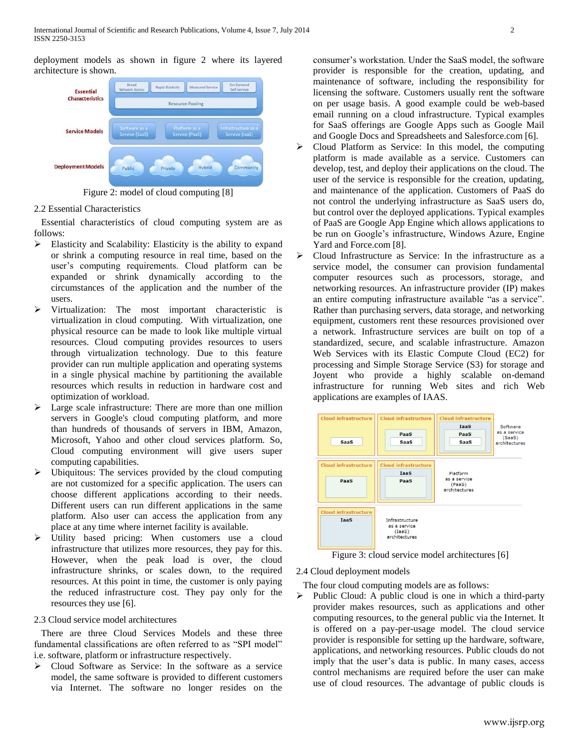deployment models as shown in figure 2 where its layered architecture is shown.

Figure 2: model of cloud computing [8]

2.2 Essential Characteristics

Essential characteristics of cloud computing system are as follows:

- Elasticity and Scalability: Elasticity is the ability to expand or shrink a computing resource in real time, based on the user's computing requirements. Cloud platform can be expanded or shrink dynamically according to the circumstances of the application and the number of the users.
- Virtualization: The most important characteristic is virtualization in cloud computing. With virtualization, one physical resource can be made to look like multiple virtual resources. Cloud computing provides resources to users through virtualization technology. Due to this feature provider can run multiple application and operating systems in a single physical machine by partitioning the available resources which results in reduction in hardware cost and optimization of workload.
- Large scale infrastructure: There are more than one million servers in Google's cloud computing platform, and more than hundreds of thousands of servers in IBM, Amazon, Microsoft, Yahoo and other cloud services platform. So, Cloud computing environment will give users super computing capabilities.
- Ubiquitous: The services provided by the cloud computing are not customized for a specific application. The users can choose different applications according to their needs. Different users can run different applications in the same platform. Also user can access the application from any place at any time where internet facility is available.
- Utility based pricing: When customers use a cloud infrastructure that utilizes more resources, they pay for this. However, when the peak load is over, the cloud infrastructure shrinks, or scales down, to the required resources. At this point in time, the customer is only paying the reduced infrastructure cost. They pay only for the resources they use [6].

2.3 Cloud service model architectures

There are three Cloud Services Models and these three fundamental classifications are often referred to as "SPI model" i.e. software, platform or infrastructure respectively.

- Cloud Software as Service: In the software as a service model, the same software is provided to different customers via Internet. The software no longer resides on the consumer's workstation. Under the SaaS model, the software provider is responsible for the creation, updating, and maintenance of software, including the responsibility for licensing the software. Customers usually rent the software on per usage basis. A good example could be web-based email running on a cloud infrastructure. Typical examples for SaaS offerings are Google Apps such as Google Mail and Google Docs and Spreadsheets and Salesforce.com [6].
- Cloud Platform as Service: In this model, the computing platform is made available as a service. Customers can develop, test, and deploy their applications on the cloud. The user of the service is responsible for the creation, updating, and maintenance of the application. Customers of PaaS do not control the underlying infrastructure as SaaS users do, but control over the deployed applications. Typical examples of PaaS are Google App Engine which allows applications to be run on Google's infrastructure, Windows Azure, Engine Yard and Force.com [8].
- Cloud Infrastructure as Service: In the infrastructure as a service model, the consumer can provision fundamental computer resources such as processors, storage, and networking resources. An infrastructure provider (IP) makes an entire computing infrastructure available "as a service". Rather than purchasing servers, data storage, and networking equipment, customers rent these resources provisioned over a network. Infrastructure services are built on top of a standardized, secure, and scalable infrastructure. Amazon Web Services with its Elastic Compute Cloud (EC2) for processing and Simple Storage Service (S3) for storage and Joyent who provide a highly scalable on-demand infrastructure for running Web sites and rich Web applications are examples of IAAS.

Figure 3: cloud service model architectures [6]

2.4 Cloud deployment models

The four cloud computing models are as follows:

- Public Cloud: A public cloud is one in which a third-party provider makes resources, such as applications and other computing resources, to the general public via the Internet. It is offered on a pay-per-usage model. The cloud service provider is responsible for setting up the hardware, software, applications, and networking resources. Public clouds do not imply that the user's data is public. In many cases, access control mechanisms are required before the user can make use of cloud resources. The advantage of public clouds is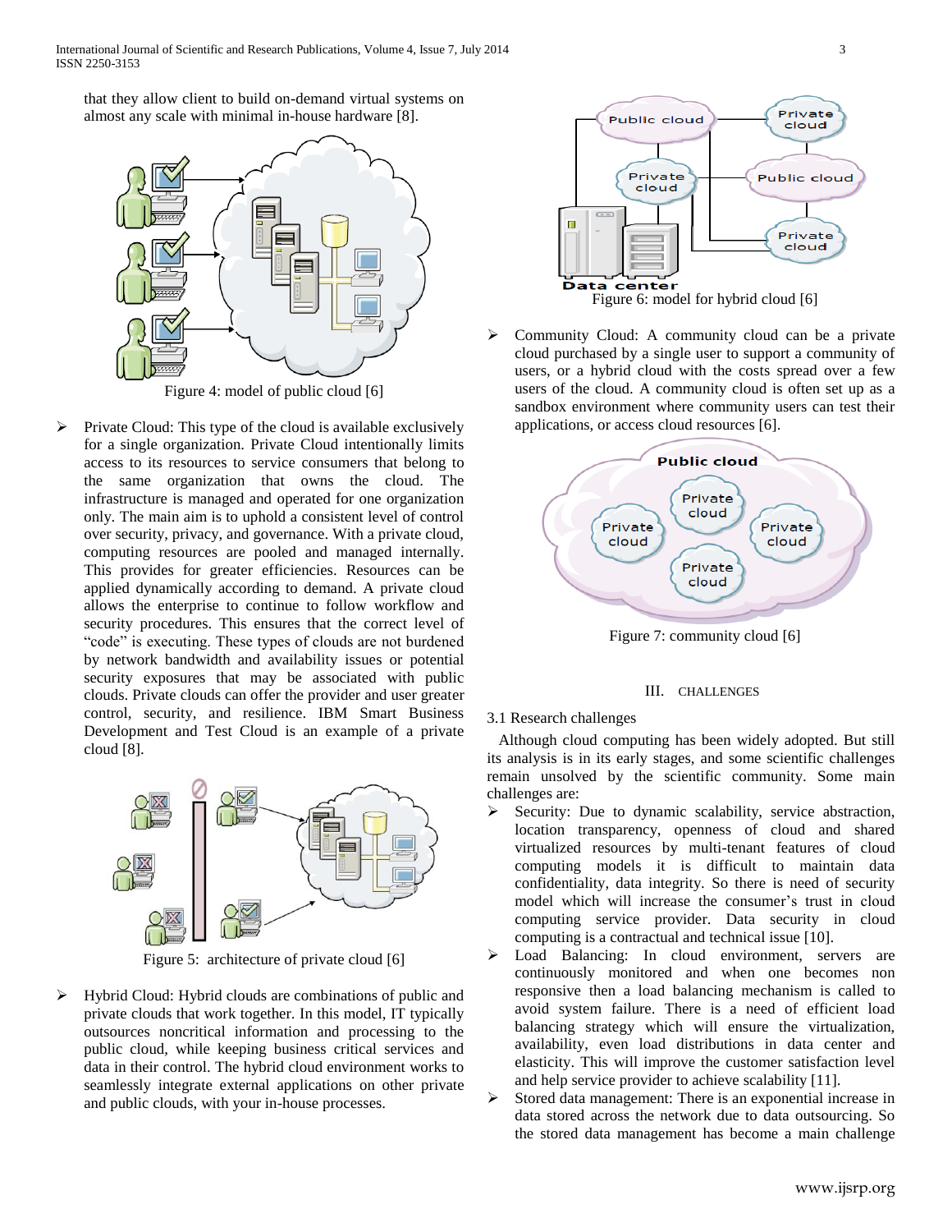that they allow client to build on-demand virtual systems on almost any scale with minimal in-house hardware [8].

Figure 4: model of public cloud [6]

- Private Cloud: This type of the cloud is available exclusively for a single organization. Private Cloud intentionally limits access to its resources to service consumers that belong to the same organization that owns the cloud. The infrastructure is managed and operated for one organization only. The main aim is to uphold a consistent level of control over security, privacy, and governance. With a private cloud, computing resources are pooled and managed internally. This provides for greater efficiencies. Resources can be applied dynamically according to demand. A private cloud allows the enterprise to continue to follow workflow and security procedures. This ensures that the correct level of "code" is executing. These types of clouds are not burdened by network bandwidth and availability issues or potential security exposures that may be associated with public clouds. Private clouds can offer the provider and user greater control, security, and resilience. IBM Smart Business Development and Test Cloud is an example of a private cloud [8].

Figure 5: architecture of private cloud [6]

- Hybrid Cloud: Hybrid clouds are combinations of public and private clouds that work together. In this model, IT typically outsources noncritical information and processing to the public cloud, while keeping business critical services and data in their control. The hybrid cloud environment works to seamlessly integrate external applications on other private and public clouds, with your in-house processes.

Figure 6: model for hybrid cloud [6]

- Community Cloud: A community cloud can be a private cloud purchased by a single user to support a community of users, or a hybrid cloud with the costs spread over a few users of the cloud. A community cloud is often set up as a sandbox environment where community users can test their applications, or access cloud resources [6].

Figure 7: community cloud [6]

## III. CHALLENGES

### 3.1 Research challenges

Although cloud computing has been widely adopted. But still its analysis is in its early stages, and some scientific challenges remain unsolved by the scientific community. Some main challenges are:

- Security: Due to dynamic scalability, service abstraction, location transparency, openness of cloud and shared virtualized resources by multi-tenant features of cloud computing models it is difficult to maintain data confidentiality, data integrity. So there is need of security model which will increase the consumer's trust in cloud computing service provider. Data security in cloud computing is a contractual and technical issue [10].
- Load Balancing: In cloud environment, servers are continuously monitored and when one becomes non responsive then a load balancing mechanism is called to avoid system failure. There is a need of efficient load balancing strategy which will ensure the virtualization, availability, even load distributions in data center and elasticity. This will improve the customer satisfaction level and help service provider to achieve scalability [11].
- Stored data management: There is an exponential increase in data stored across the network due to data outsourcing. So the stored data management has become a main challenge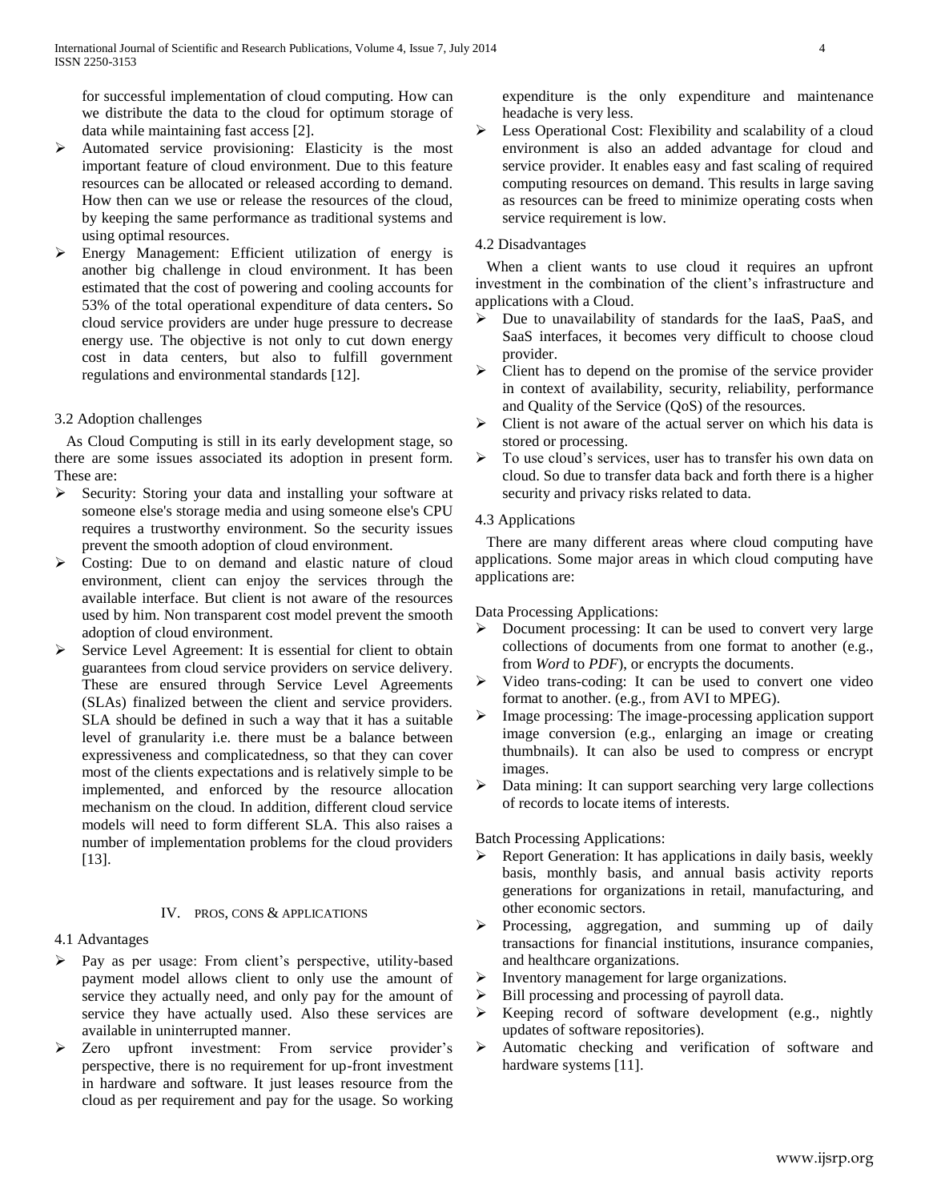for successful implementation of cloud computing. How can we distribute the data to the cloud for optimum storage of data while maintaining fast access [2].

- Automated service provisioning: Elasticity is the most important feature of cloud environment. Due to this feature resources can be allocated or released according to demand. How then can we use or release the resources of the cloud, by keeping the same performance as traditional systems and using optimal resources.
- Energy Management: Efficient utilization of energy is another big challenge in cloud environment. It has been estimated that the cost of powering and cooling accounts for 53% of the total operational expenditure of data centers**.** So cloud service providers are under huge pressure to decrease energy use. The objective is not only to cut down energy cost in data centers, but also to fulfill government regulations and environmental standards [12].

3.2 Adoption challenges

As Cloud Computing is still in its early development stage, so there are some issues associated its adoption in present form. These are:

- Security: Storing your data and installing your software at someone else's storage media and using someone else's CPU requires a trustworthy environment. So the security issues prevent the smooth adoption of cloud environment.
- Costing: Due to on demand and elastic nature of cloud environment, client can enjoy the services through the available interface. But client is not aware of the resources used by him. Non transparent cost model prevent the smooth adoption of cloud environment.
- Service Level Agreement: It is essential for client to obtain guarantees from cloud service providers on service delivery. These are ensured through Service Level Agreements (SLAs) finalized between the client and service providers. SLA should be defined in such a way that it has a suitable level of granularity i.e. there must be a balance between expressiveness and complicatedness, so that they can cover most of the clients expectations and is relatively simple to be implemented, and enforced by the resource allocation mechanism on the cloud. In addition, different cloud service models will need to form different SLA. This also raises a number of implementation problems for the cloud providers [13].

## IV. Pros, Cons & Applications

4.1 Advantages

- Pay as per usage: From client's perspective, utility-based payment model allows client to only use the amount of service they actually need, and only pay for the amount of service they have actually used. Also these services are available in uninterrupted manner.
- Zero upfront investment: From service provider's perspective, there is no requirement for up-front investment in hardware and software. It just leases resource from the cloud as per requirement and pay for the usage. So working expenditure is the only expenditure and maintenance headache is very less.
- Less Operational Cost: Flexibility and scalability of a cloud environment is also an added advantage for cloud and service provider. It enables easy and fast scaling of required computing resources on demand. This results in large saving as resources can be freed to minimize operating costs when service requirement is low.

4.2 Disadvantages

When a client wants to use cloud it requires an upfront investment in the combination of the client's infrastructure and applications with a Cloud.

- Due to unavailability of standards for the IaaS, PaaS, and SaaS interfaces, it becomes very difficult to choose cloud provider.
- Client has to depend on the promise of the service provider in context of availability, security, reliability, performance and Quality of the Service (QoS) of the resources.
- Client is not aware of the actual server on which his data is stored or processing.
- To use cloud's services, user has to transfer his own data on cloud. So due to transfer data back and forth there is a higher security and privacy risks related to data.

4.3 Applications

There are many different areas where cloud computing have applications. Some major areas in which cloud computing have applications are:

Data Processing Applications:

- Document processing: It can be used to convert very large collections of documents from one format to another (e.g., from *Word* to *PDF*), or encrypts the documents.
- Video trans-coding: It can be used to convert one video format to another. (e.g., from AVI to MPEG).
- Image processing: The image-processing application support image conversion (e.g., enlarging an image or creating thumbnails). It can also be used to compress or encrypt images.
- Data mining: It can support searching very large collections of records to locate items of interests.

Batch Processing Applications:

- Report Generation: It has applications in daily basis, weekly basis, monthly basis, and annual basis activity reports generations for organizations in retail, manufacturing, and other economic sectors.
- Processing, aggregation, and summing up of daily transactions for financial institutions, insurance companies, and healthcare organizations.
- Inventory management for large organizations.
- Bill processing and processing of payroll data.
- Keeping record of software development (e.g., nightly updates of software repositories).
- Automatic checking and verification of software and hardware systems [11].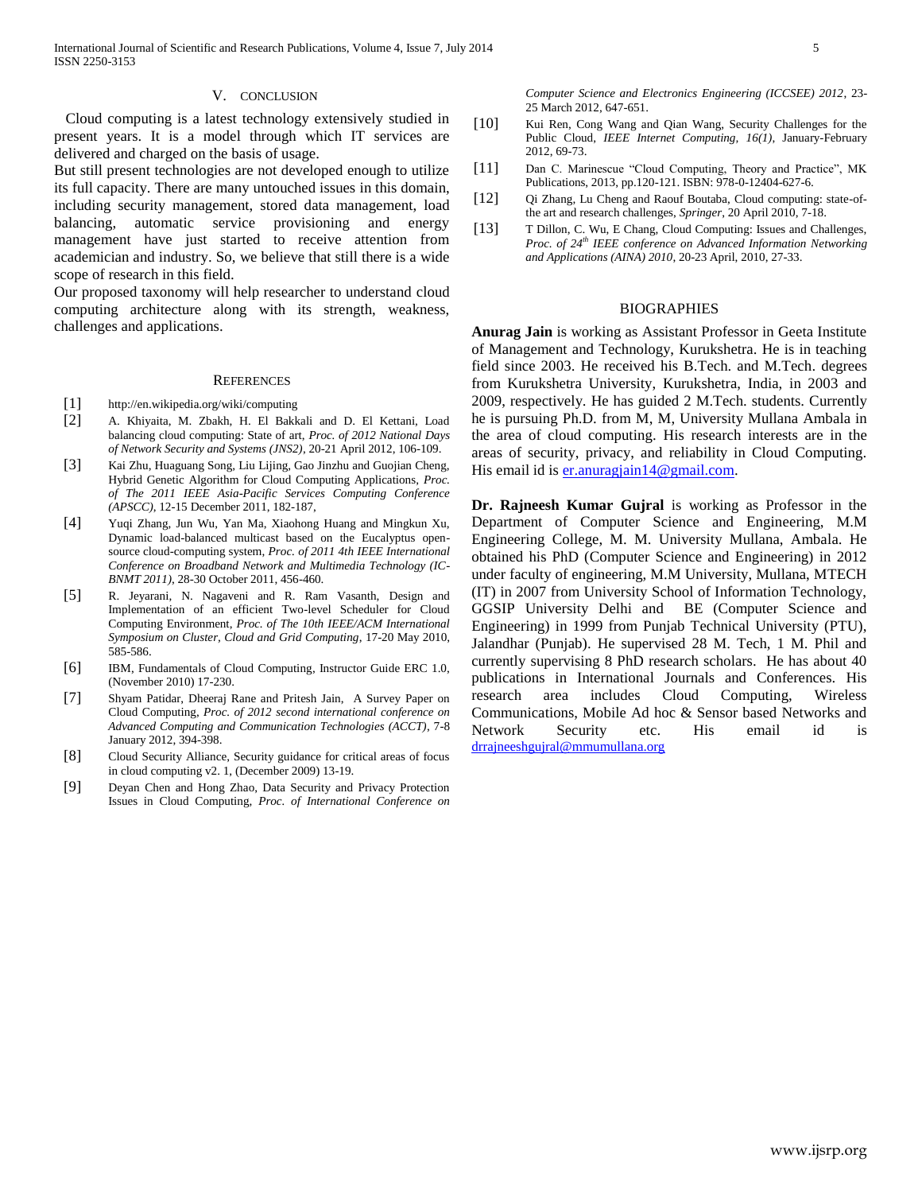## V. CONCLUSION

Cloud computing is a latest technology extensively studied in present years. It is a model through which IT services are delivered and charged on the basis of usage.

But still present technologies are not developed enough to utilize its full capacity. There are many untouched issues in this domain, including security management, stored data management, load balancing, automatic service provisioning and energy management have just started to receive attention from academician and industry. So, we believe that still there is a wide scope of research in this field.

Our proposed taxonomy will help researcher to understand cloud computing architecture along with its strength, weakness, challenges and applications.

## REFERENCES

[1] http://en.wikipedia.org/wiki/computing

[2] A. Khiyaita, M. Zbakh, H. El Bakkali and D. El Kettani, Load balancing cloud computing: State of art, *Proc. of 2012 National Days of Network Security and Systems (JNS2)*, 20-21 April 2012, 106-109.

[3] Kai Zhu, Huaguang Song, Liu Lijing, Gao Jinzhu and Guojian Cheng, Hybrid Genetic Algorithm for Cloud Computing Applications, *Proc. of The 2011 IEEE Asia-Pacific Services Computing Conference (APSCC)*, 12-15 December 2011, 182-187,

[4] Yuqi Zhang, Jun Wu, Yan Ma, Xiaohong Huang and Mingkun Xu, Dynamic load-balanced multicast based on the Eucalyptus open-source cloud-computing system, *Proc. of 2011 4th IEEE International Conference on Broadband Network and Multimedia Technology (IC-BNMT 2011)*, 28-30 October 2011, 456-460.

[5] R. Jeyarani, N. Nagaveni and R. Ram Vasanth, Design and Implementation of an efficient Two-level Scheduler for Cloud Computing Environment, *Proc. of The 10th IEEE/ACM International Symposium on Cluster, Cloud and Grid Computing*, 17-20 May 2010, 585-586.

[6] IBM, Fundamentals of Cloud Computing, Instructor Guide ERC 1.0, (November 2010) 17-230.

[7] Shyam Patidar, Dheeraj Rane and Pritesh Jain, A Survey Paper on Cloud Computing, *Proc. of 2012 second international conference on Advanced Computing and Communication Technologies (ACCT)*, 7-8 January 2012, 394-398.

[8] Cloud Security Alliance, Security guidance for critical areas of focus in cloud computing v2. 1, (December 2009) 13-19.

[9] Deyan Chen and Hong Zhao, Data Security and Privacy Protection Issues in Cloud Computing, *Proc. of International Conference on Computer Science and Electronics Engineering (ICCSEE) 2012*, 23-25 March 2012, 647-651.

[10] Kui Ren, Cong Wang and Qian Wang, Security Challenges for the Public Cloud, *IEEE Internet Computing, 16(1)*, January-February 2012, 69-73.

[11] Dan C. Marinescue "Cloud Computing, Theory and Practice", MK Publications, 2013, pp.120-121. ISBN: 978-0-12404-627-6.

[12] Qi Zhang, Lu Cheng and Raouf Boutaba, Cloud computing: state-of-the art and research challenges, *Springer*, 20 April 2010, 7-18.

[13] T Dillon, C. Wu, E Chang, Cloud Computing: Issues and Challenges, *Proc. of 24th IEEE conference on Advanced Information Networking and Applications (AINA) 2010*, 20-23 April, 2010, 27-33.

## BIOGRAPHIES

**Anurag Jain** is working as Assistant Professor in Geeta Institute of Management and Technology, Kurukshetra. He is in teaching field since 2003. He received his B.Tech. and M.Tech. degrees from Kurukshetra University, Kurukshetra, India, in 2003 and 2009, respectively. He has guided 2 M.Tech. students. Currently he is pursuing Ph.D. from M, M, University Mullana Ambala in the area of cloud computing. His research interests are in the areas of security, privacy, and reliability in Cloud Computing. His email id is er.anuragjain14@gmail.com.

**Dr. Rajneesh Kumar Gujral** is working as Professor in the Department of Computer Science and Engineering, M.M Engineering College, M. M. University Mullana, Ambala. He obtained his PhD (Computer Science and Engineering) in 2012 under faculty of engineering, M.M University, Mullana, MTECH (IT) in 2007 from University School of Information Technology, GGSIP University Delhi and BE (Computer Science and Engineering) in 1999 from Punjab Technical University (PTU), Jalandhar (Punjab). He supervised 28 M. Tech, 1 M. Phil and currently supervising 8 PhD research scholars. He has about 40 publications in International Journals and Conferences. His research area includes Cloud Computing, Wireless Communications, Mobile Ad hoc & Sensor based Networks and Network Security etc. His email id is drrajneeshgujral@mmumullana.org